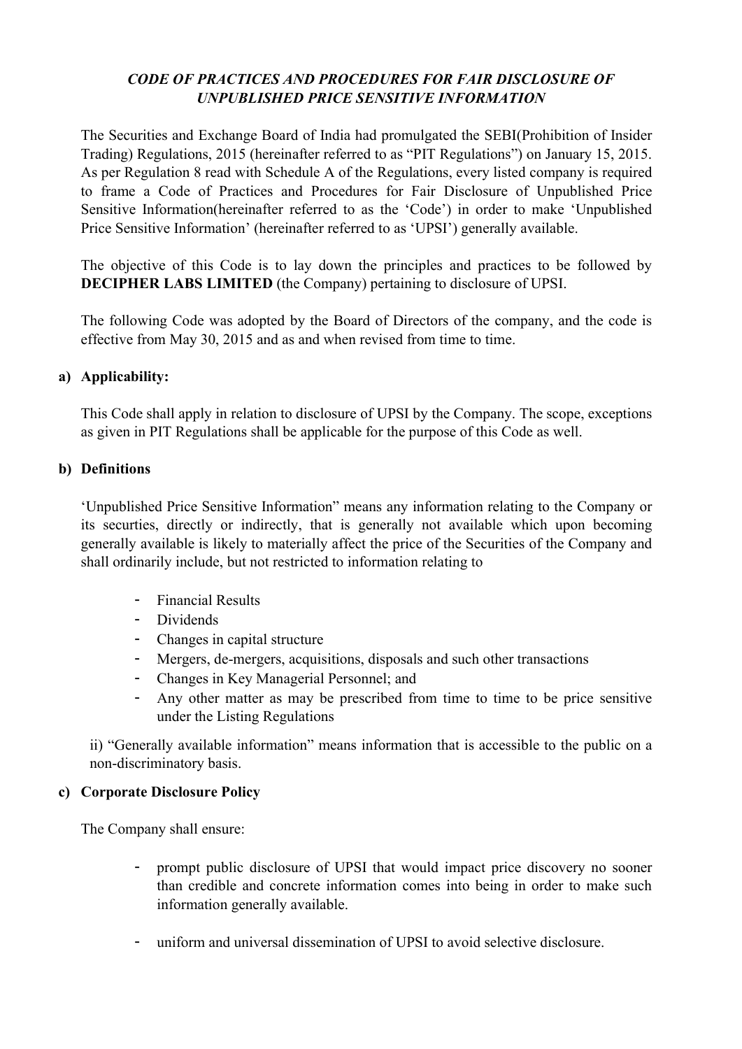# *CODE OF PRACTICES AND PROCEDURES FOR FAIR DISCLOSURE OF UNPUBLISHED PRICE SENSITIVE INFORMATION*

The Securities and Exchange Board of India had promulgated the SEBI(Prohibition of Insider Trading) Regulations, 2015 (hereinafter referred to as "PIT Regulations") on January 15, 2015. As per Regulation 8 read with Schedule A of the Regulations, every listed company is required to frame a Code of Practices and Procedures for Fair Disclosure of Unpublished Price Sensitive Information(hereinafter referred to as the 'Code') in order to make 'Unpublished Price Sensitive Information' (hereinafter referred to as 'UPSI') generally available.

The objective of this Code is to lay down the principles and practices to be followed by **DECIPHER LABS LIMITED** (the Company) pertaining to disclosure of UPSI.

The following Code was adopted by the Board of Directors of the company, and the code is effective from May 30, 2015 and as and when revised from time to time.

**a) Applicability:**

This Code shall apply in relation to disclosure of UPSI by the Company. The scope, exceptions as given in PIT Regulations shall be applicable for the purpose of this Code as well.

**b) Definitions**

'Unpublished Price Sensitive Information" means any information relating to the Company or its securties, directly or indirectly, that is generally not available which upon becoming generally available is likely to materially affect the price of the Securities of the Company and shall ordinarily include, but not restricted to information relating to

- Financial Results
- Dividends
- Changes in capital structure
- Mergers, de-mergers, acquisitions, disposals and such other transactions
- Changes in Key Managerial Personnel; and
- Any other matter as may be prescribed from time to time to be price sensitive under the Listing Regulations

ii) "Generally available information" means information that is accessible to the public on a non-discriminatory basis.

**c) Corporate Disclosure Policy**

The Company shall ensure:

- prompt public disclosure of UPSI that would impact price discovery no sooner than credible and concrete information comes into being in order to make such information generally available.
- uniform and universal dissemination of UPSI to avoid selective disclosure.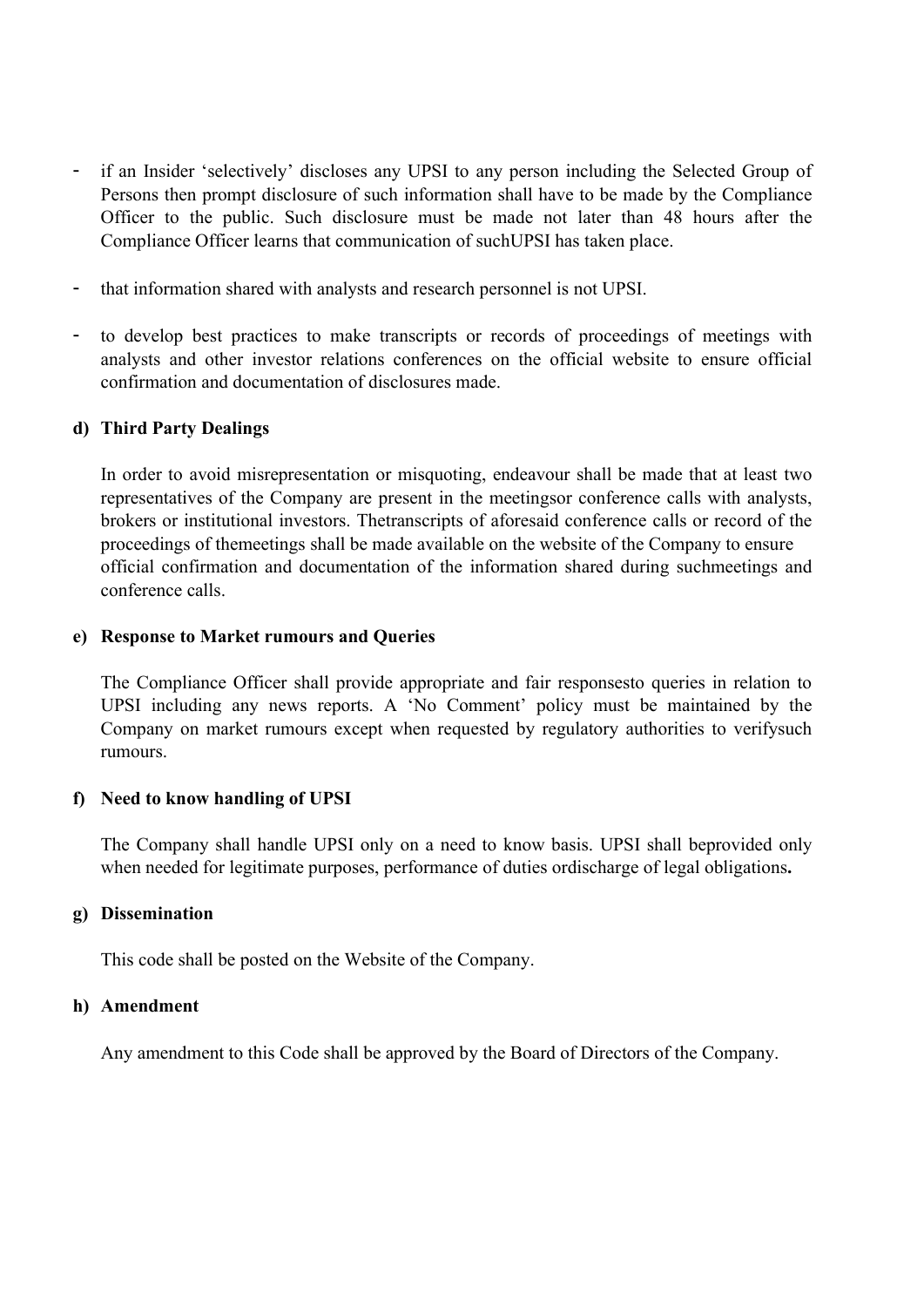- if an Insider 'selectively' discloses any UPSI to any person including the Selected Group of Persons then prompt disclosure of such information shall have to be made by the Compliance Officer to the public. Such disclosure must be made not later than 48 hours after the Compliance Officer learns that communication of suchUPSI has taken place.

- that information shared with analysts and research personnel is not UPSI.

- to develop best practices to make transcripts or records of proceedings of meetings with analysts and other investor relations conferences on the official website to ensure official confirmation and documentation of disclosures made.

**d) Third Party Dealings**

In order to avoid misrepresentation or misquoting, endeavour shall be made that at least two representatives of the Company are present in the meetingsor conference calls with analysts, brokers or institutional investors. Thetranscripts of aforesaid conference calls or record of the proceedings of themeetings shall be made available on the website of the Company to ensure official confirmation and documentation of the information shared during suchmeetings and conference calls.

**e) Response to Market rumours and Queries**

The Compliance Officer shall provide appropriate and fair responsesto queries in relation to UPSI including any news reports. A 'No Comment' policy must be maintained by the Company on market rumours except when requested by regulatory authorities to verifysuch rumours.

**f) Need to know handling of UPSI**

The Company shall handle UPSI only on a need to know basis. UPSI shall beprovided only when needed for legitimate purposes, performance of duties ordischarge of legal obligations**.**

**g) Dissemination**

This code shall be posted on the Website of the Company.

**h) Amendment**

Any amendment to this Code shall be approved by the Board of Directors of the Company.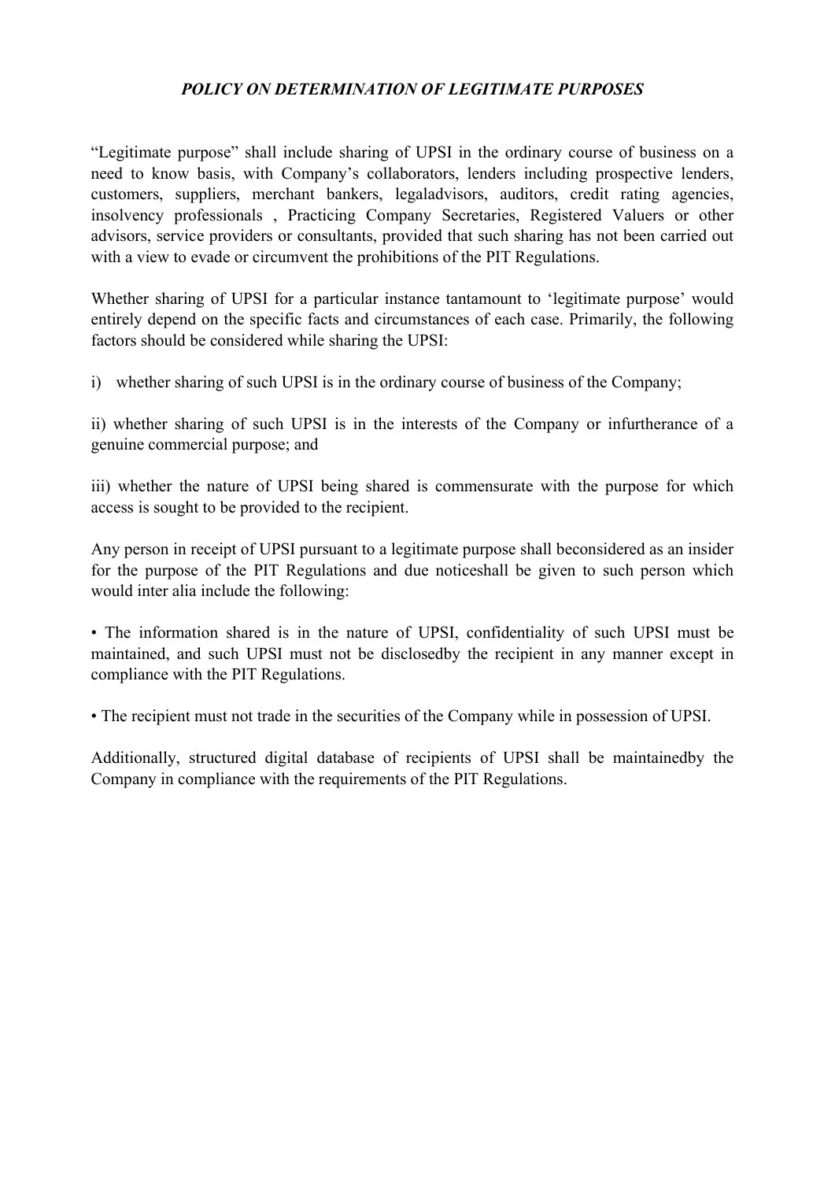## *POLICY ON DETERMINATION OF LEGITIMATE PURPOSES*

"Legitimate purpose" shall include sharing of UPSI in the ordinary course of business on a need to know basis, with Company's collaborators, lenders including prospective lenders, customers, suppliers, merchant bankers, legaladvisors, auditors, credit rating agencies, insolvency professionals , Practicing Company Secretaries, Registered Valuers or other advisors, service providers or consultants, provided that such sharing has not been carried out with a view to evade or circumvent the prohibitions of the PIT Regulations.

Whether sharing of UPSI for a particular instance tantamount to 'legitimate purpose' would entirely depend on the specific facts and circumstances of each case. Primarily, the following factors should be considered while sharing the UPSI:

i) whether sharing of such UPSI is in the ordinary course of business of the Company;

ii) whether sharing of such UPSI is in the interests of the Company or infurtherance of a genuine commercial purpose; and

iii) whether the nature of UPSI being shared is commensurate with the purpose for which access is sought to be provided to the recipient.

Any person in receipt of UPSI pursuant to a legitimate purpose shall beconsidered as an insider for the purpose of the PIT Regulations and due noticeshall be given to such person which would inter alia include the following:

- The information shared is in the nature of UPSI, confidentiality of such UPSI must be maintained, and such UPSI must not be disclosedby the recipient in any manner except in compliance with the PIT Regulations.

- The recipient must not trade in the securities of the Company while in possession of UPSI.

Additionally, structured digital database of recipients of UPSI shall be maintainedby the Company in compliance with the requirements of the PIT Regulations.